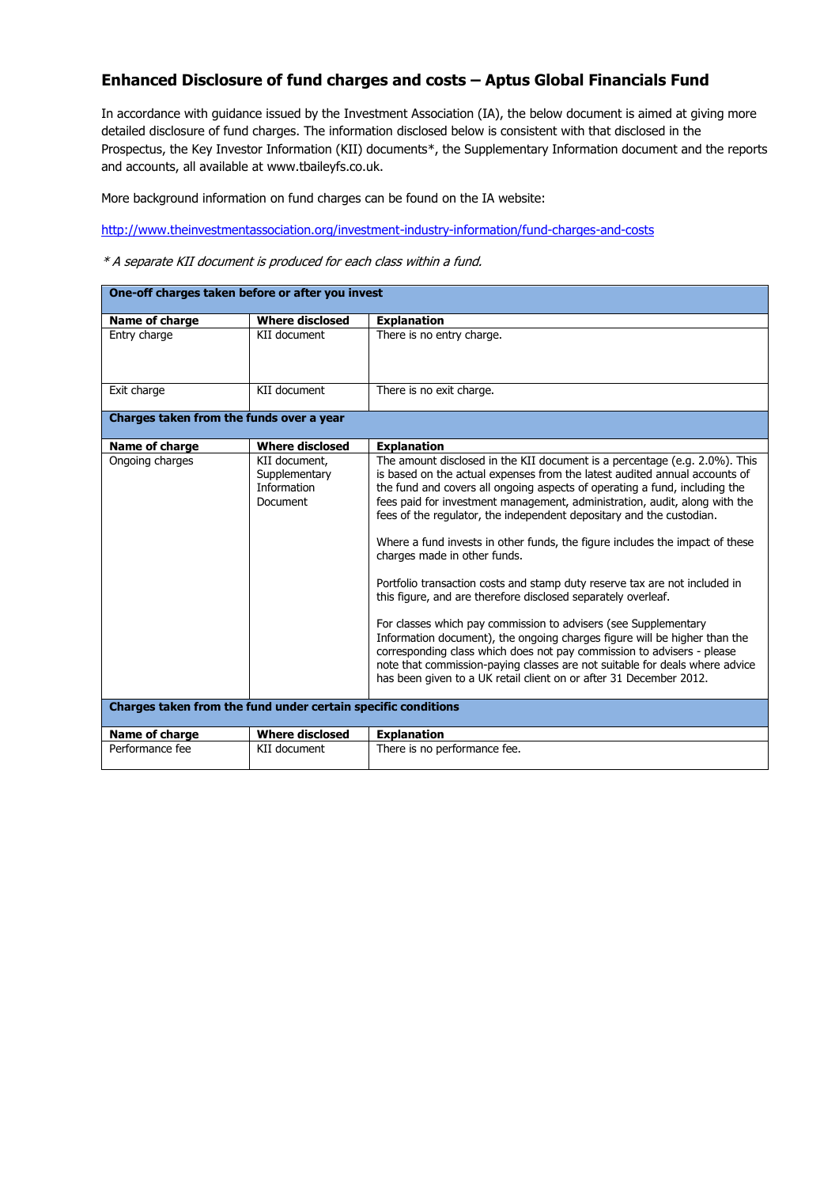## Enhanced Disclosure of fund charges and costs – Aptus Global Financials Fund

In accordance with guidance issued by the Investment Association (IA), the below document is aimed at giving more detailed disclosure of fund charges. The information disclosed below is consistent with that disclosed in the Prospectus, the Key Investor Information (KII) documents*, the Supplementary Information document and the reports and accounts, all available at www.tbaileyfs.co.uk.

More background information on fund charges can be found on the IA website:

[http://www.theinvestmentassociation.org/investment-industry-information/fund-charges-and-costs](http://www.theinvestmentassociation.org/investment-industry-information/fund-charges-and-costs)

*\* A separate KII document is produced for each class within a fund.*

| **One-off charges taken before or after you invest** | | |
|---|---|---|
| **Name of charge** | **Where disclosed** | **Explanation** |
| Entry charge | KII document | There is no entry charge. |
| Exit charge | KII document | There is no exit charge. |
| **Charges taken from the funds over a year** | | |
| **Name of charge** | **Where disclosed** | **Explanation** |
| Ongoing charges | KII document, Supplementary Information Document | The amount disclosed in the KII document is a percentage (e.g. 2.0%). This is based on the actual expenses from the latest audited annual accounts of the fund and covers all ongoing aspects of operating a fund, including the fees paid for investment management, administration, audit, along with the fees of the regulator, the independent depositary and the custodian.<br><br>Where a fund invests in other funds, the figure includes the impact of these charges made in other funds.<br><br>Portfolio transaction costs and stamp duty reserve tax are not included in this figure, and are therefore disclosed separately overleaf.<br><br>For classes which pay commission to advisers (see Supplementary Information document), the ongoing charges figure will be higher than the corresponding class which does not pay commission to advisers - please note that commission-paying classes are not suitable for deals where advice has been given to a UK retail client on or after 31 December 2012. |
| **Charges taken from the fund under certain specific conditions** | | |
| **Name of charge** | **Where disclosed** | **Explanation** |
| Performance fee | KII document | There is no performance fee. |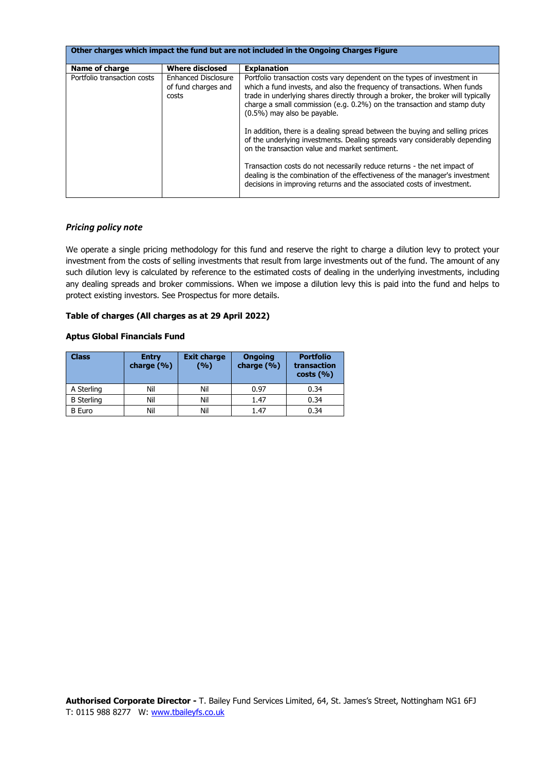| Other charges which impact the fund but are not included in the Ongoing Charges Figure | | |
|---|---|---|
| **Name of charge** | **Where disclosed** | **Explanation** |
| Portfolio transaction costs | Enhanced Disclosure of fund charges and costs | Portfolio transaction costs vary dependent on the types of investment in which a fund invests, and also the frequency of transactions. When funds trade in underlying shares directly through a broker, the broker will typically charge a small commission (e.g. 0.2%) on the transaction and stamp duty (0.5%) may also be payable.<br><br>In addition, there is a dealing spread between the buying and selling prices of the underlying investments. Dealing spreads vary considerably depending on the transaction value and market sentiment.<br><br>Transaction costs do not necessarily reduce returns - the net impact of dealing is the combination of the effectiveness of the manager's investment decisions in improving returns and the associated costs of investment. |

### *Pricing policy note*

We operate a single pricing methodology for this fund and reserve the right to charge a dilution levy to protect your investment from the costs of selling investments that result from large investments out of the fund. The amount of any such dilution levy is calculated by reference to the estimated costs of dealing in the underlying investments, including any dealing spreads and broker commissions. When we impose a dilution levy this is paid into the fund and helps to protect existing investors. See Prospectus for more details.

**Table of charges (All charges as at 29 April 2022)**

**Aptus Global Financials Fund**

| Class | Entry charge (%) | Exit charge (%) | Ongoing charge (%) | Portfolio transaction costs (%) |
|---|---|---|---|---|
| A Sterling | Nil | Nil | 0.97 | 0.34 |
| B Sterling | Nil | Nil | 1.47 | 0.34 |
| B Euro | Nil | Nil | 1.47 | 0.34 |

**Authorised Corporate Director -** T. Bailey Fund Services Limited, 64, St. James's Street, Nottingham NG1 6FJ
T: 0115 988 8277 W: www.tbaileyfs.co.uk